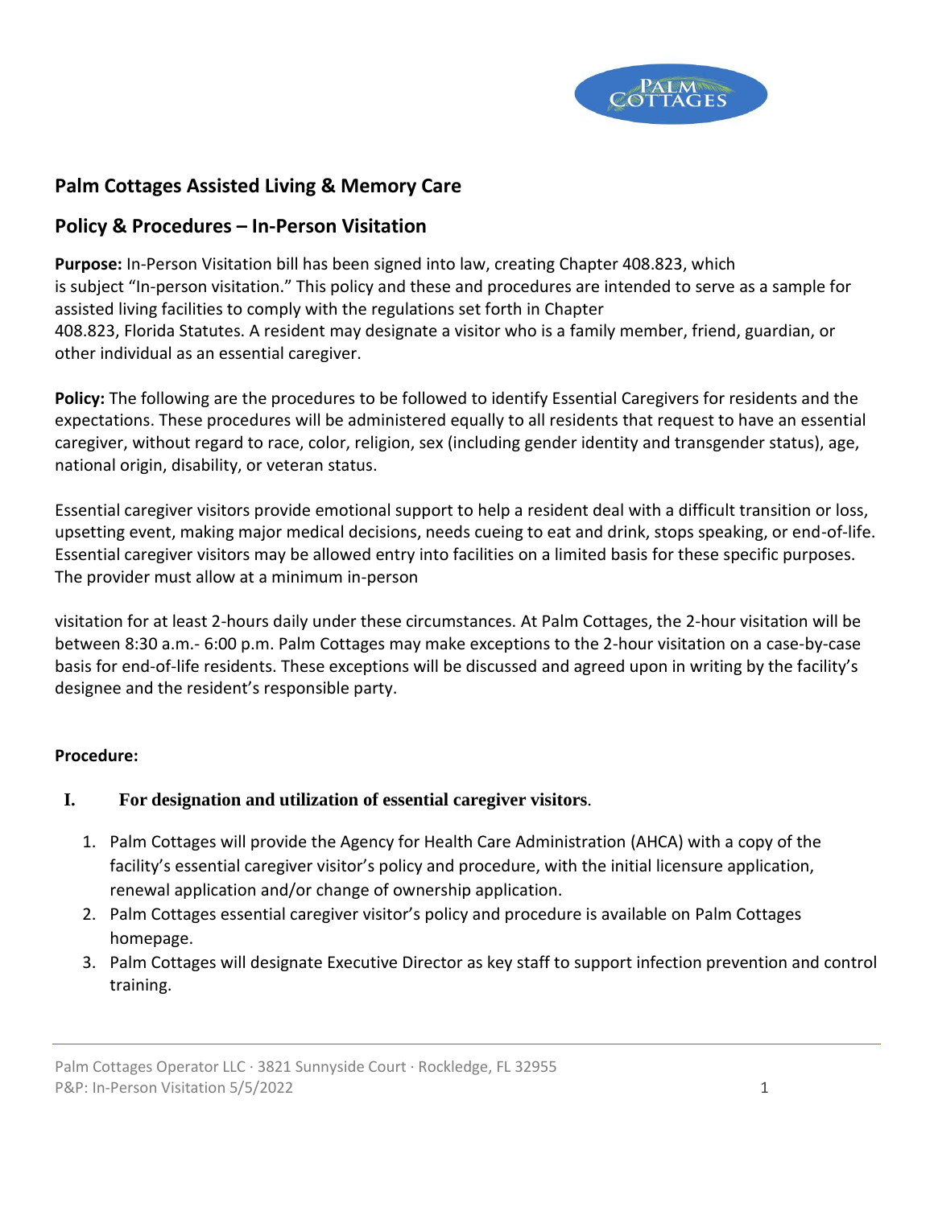## Palm Cottages Assisted Living & Memory Care

## Policy & Procedures – In-Person Visitation

**Purpose:** In-Person Visitation bill has been signed into law, creating Chapter 408.823, which is subject "In-person visitation." This policy and these and procedures are intended to serve as a sample for assisted living facilities to comply with the regulations set forth in Chapter 408.823, Florida Statutes. A resident may designate a visitor who is a family member, friend, guardian, or other individual as an essential caregiver.

**Policy:** The following are the procedures to be followed to identify Essential Caregivers for residents and the expectations. These procedures will be administered equally to all residents that request to have an essential caregiver, without regard to race, color, religion, sex (including gender identity and transgender status), age, national origin, disability, or veteran status.

Essential caregiver visitors provide emotional support to help a resident deal with a difficult transition or loss, upsetting event, making major medical decisions, needs cueing to eat and drink, stops speaking, or end-of-life. Essential caregiver visitors may be allowed entry into facilities on a limited basis for these specific purposes. The provider must allow at a minimum in-person visitation for at least 2-hours daily under these circumstances. At Palm Cottages, the 2-hour visitation will be between 8:30 a.m.- 6:00 p.m. Palm Cottages may make exceptions to the 2-hour visitation on a case-by-case basis for end-of-life residents. These exceptions will be discussed and agreed upon in writing by the facility's designee and the resident's responsible party.

**Procedure:**

**I. For designation and utilization of essential caregiver visitors**.

1. Palm Cottages will provide the Agency for Health Care Administration (AHCA) with a copy of the facility's essential caregiver visitor's policy and procedure, with the initial licensure application, renewal application and/or change of ownership application.
2. Palm Cottages essential caregiver visitor's policy and procedure is available on Palm Cottages homepage.
3. Palm Cottages will designate Executive Director as key staff to support infection prevention and control training.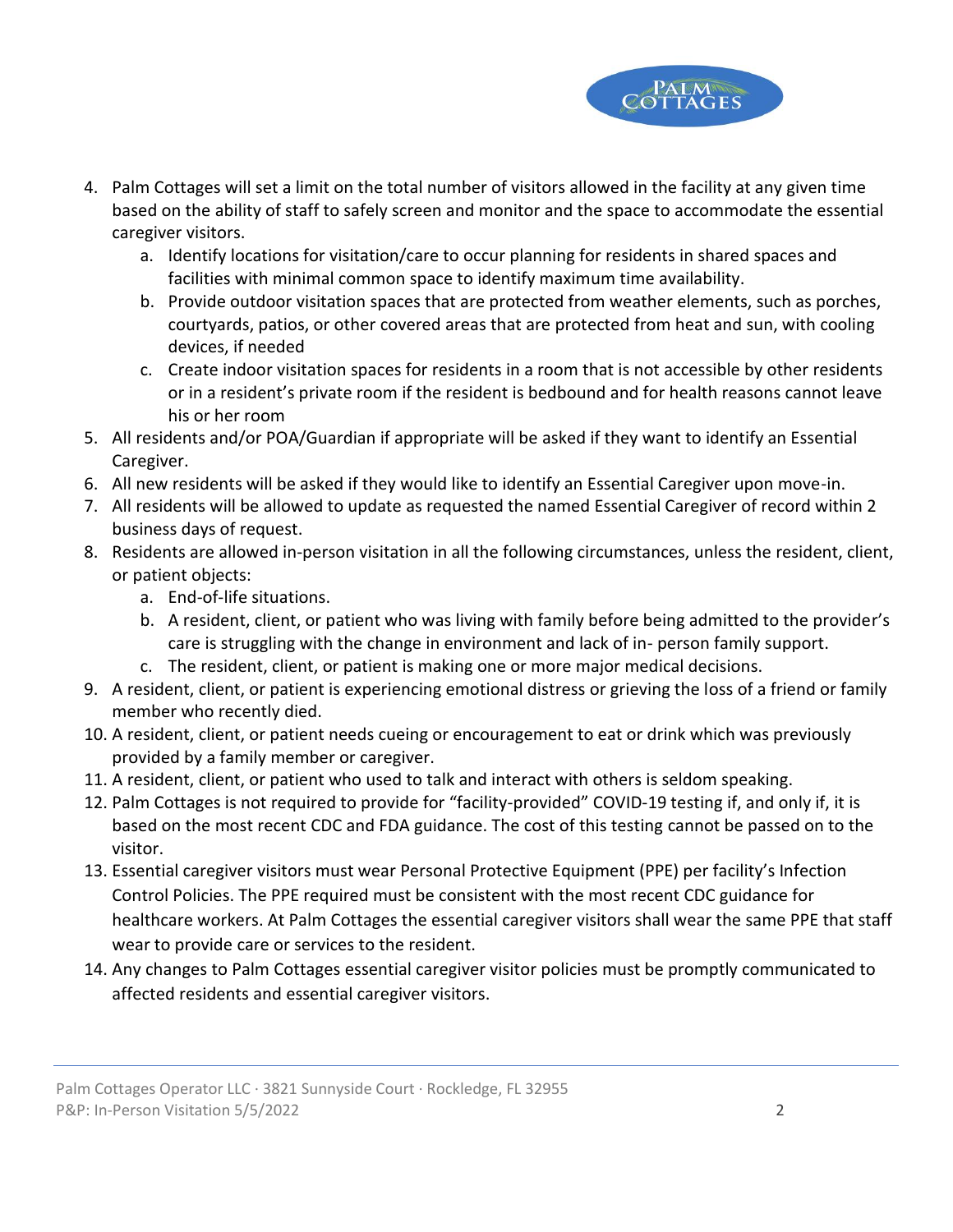4. Palm Cottages will set a limit on the total number of visitors allowed in the facility at any given time based on the ability of staff to safely screen and monitor and the space to accommodate the essential caregiver visitors.
    a. Identify locations for visitation/care to occur planning for residents in shared spaces and facilities with minimal common space to identify maximum time availability.
    b. Provide outdoor visitation spaces that are protected from weather elements, such as porches, courtyards, patios, or other covered areas that are protected from heat and sun, with cooling devices, if needed
    c. Create indoor visitation spaces for residents in a room that is not accessible by other residents or in a resident's private room if the resident is bedbound and for health reasons cannot leave his or her room
5. All residents and/or POA/Guardian if appropriate will be asked if they want to identify an Essential Caregiver.
6. All new residents will be asked if they would like to identify an Essential Caregiver upon move-in.
7. All residents will be allowed to update as requested the named Essential Caregiver of record within 2 business days of request.
8. Residents are allowed in-person visitation in all the following circumstances, unless the resident, client, or patient objects:
    a. End-of-life situations.
    b. A resident, client, or patient who was living with family before being admitted to the provider's care is struggling with the change in environment and lack of in- person family support.
    c. The resident, client, or patient is making one or more major medical decisions.
9. A resident, client, or patient is experiencing emotional distress or grieving the loss of a friend or family member who recently died.
10. A resident, client, or patient needs cueing or encouragement to eat or drink which was previously provided by a family member or caregiver.
11. A resident, client, or patient who used to talk and interact with others is seldom speaking.
12. Palm Cottages is not required to provide for "facility-provided" COVID-19 testing if, and only if, it is based on the most recent CDC and FDA guidance. The cost of this testing cannot be passed on to the visitor.
13. Essential caregiver visitors must wear Personal Protective Equipment (PPE) per facility's Infection Control Policies. The PPE required must be consistent with the most recent CDC guidance for healthcare workers. At Palm Cottages the essential caregiver visitors shall wear the same PPE that staff wear to provide care or services to the resident.
14. Any changes to Palm Cottages essential caregiver visitor policies must be promptly communicated to affected residents and essential caregiver visitors.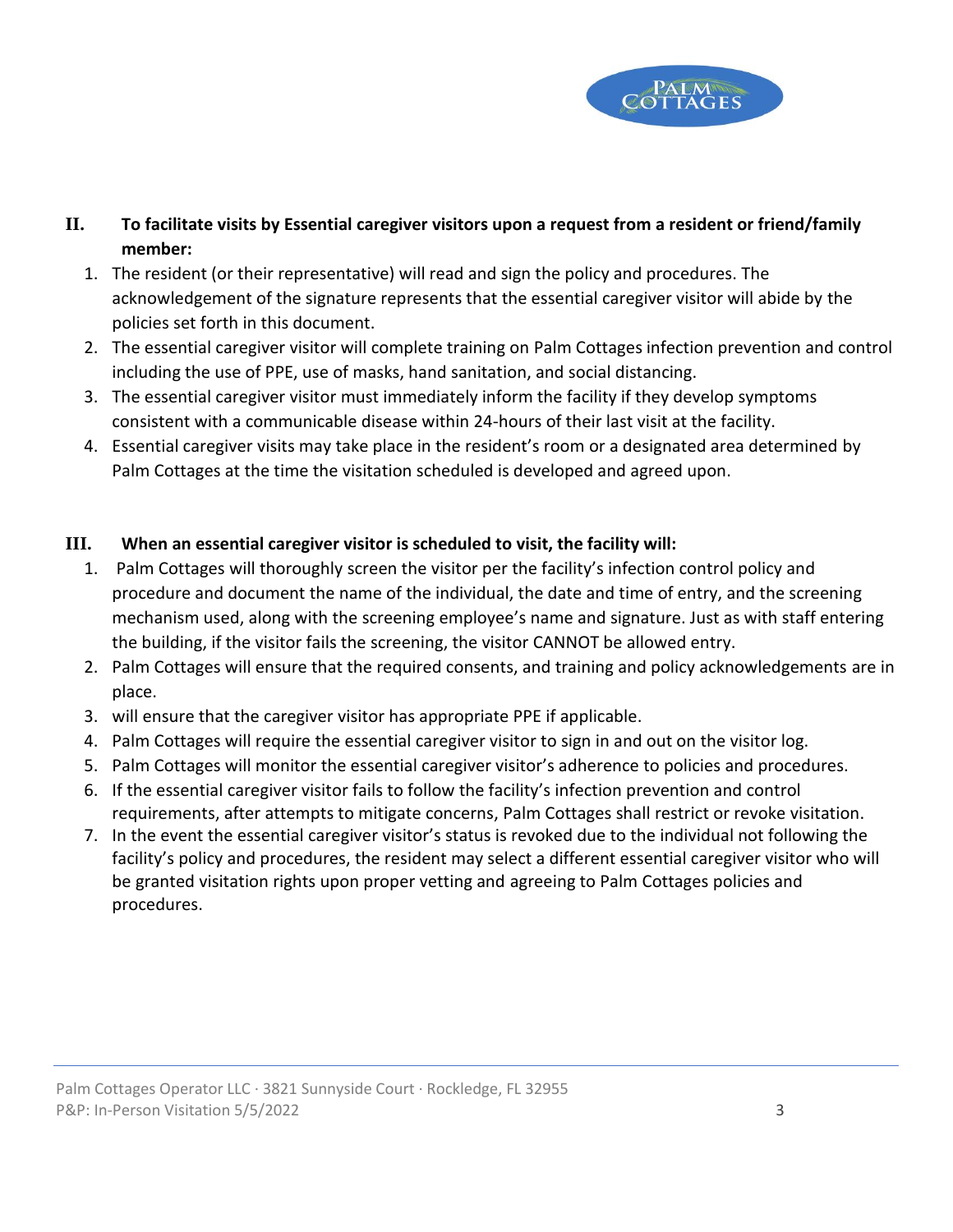## II. To facilitate visits by Essential caregiver visitors upon a request from a resident or friend/family member:

1. The resident (or their representative) will read and sign the policy and procedures. The acknowledgement of the signature represents that the essential caregiver visitor will abide by the policies set forth in this document.
2. The essential caregiver visitor will complete training on Palm Cottages infection prevention and control including the use of PPE, use of masks, hand sanitation, and social distancing.
3. The essential caregiver visitor must immediately inform the facility if they develop symptoms consistent with a communicable disease within 24-hours of their last visit at the facility.
4. Essential caregiver visits may take place in the resident's room or a designated area determined by Palm Cottages at the time the visitation scheduled is developed and agreed upon.

## III. When an essential caregiver visitor is scheduled to visit, the facility will:

1. Palm Cottages will thoroughly screen the visitor per the facility's infection control policy and procedure and document the name of the individual, the date and time of entry, and the screening mechanism used, along with the screening employee's name and signature. Just as with staff entering the building, if the visitor fails the screening, the visitor CANNOT be allowed entry.
2. Palm Cottages will ensure that the required consents, and training and policy acknowledgements are in place.
3. will ensure that the caregiver visitor has appropriate PPE if applicable.
4. Palm Cottages will require the essential caregiver visitor to sign in and out on the visitor log.
5. Palm Cottages will monitor the essential caregiver visitor's adherence to policies and procedures.
6. If the essential caregiver visitor fails to follow the facility's infection prevention and control requirements, after attempts to mitigate concerns, Palm Cottages shall restrict or revoke visitation.
7. In the event the essential caregiver visitor's status is revoked due to the individual not following the facility's policy and procedures, the resident may select a different essential caregiver visitor who will be granted visitation rights upon proper vetting and agreeing to Palm Cottages policies and procedures.